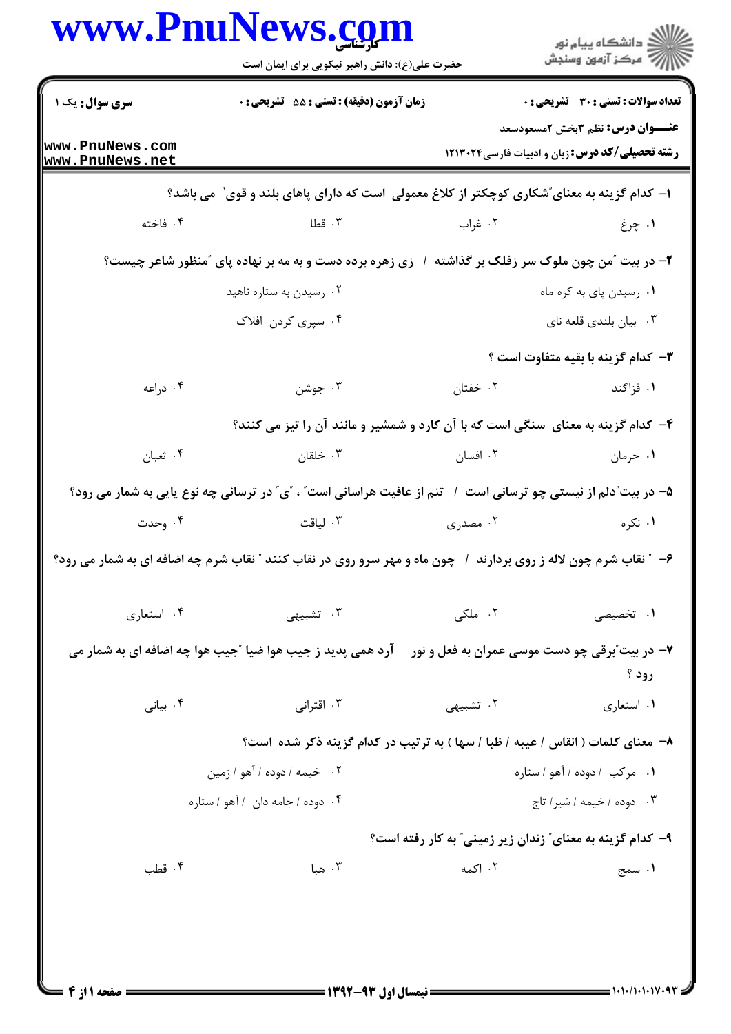**سری سوال:** یک ۱

**زمان آزمون (دقیقه) : تستی : ۵۵ تشریحی : ۰**

**تعداد سوالات : تستی : ۳۰ تشریحی : ۰**

**عنـــوان درس:** نظم ۳بخش ۲مسعودسعد

**رشته تحصیلی/کد درس:** زبان و ادبیات فارسی۱۲۱۳۰۲۴

۱- کدام گزینه به معنای "شکاری کوچکتر از کلاغ معمولی است که دارای پاهای بلند و قوی" می باشد؟

۱. چرغ ۲. غراب ۳. قطا ۴. فاخته

۲- در بیت "من چون ملوک سر زفلک بر گذاشته / زی زهره برده دست و به مه بر نهاده پای "منظور شاعر چیست؟

۱. رسیدن پای به کره ماه
۲. رسیدن به ستاره ناهید
۳. بیان بلندی قلعه نای
۴. سپری کردن افلاک

۳- کدام گزینه با بقیه متفاوت است ؟

۱. قزاگند ۲. خفتان ۳. جوشن ۴. دراعه

۴- کدام گزینه به معنای سنگی است که با آن کارد و شمشیر و مانند آن را تیز می کنند؟

۱. حرمان ۲. افسان ۳. خلقان ۴. ثعبان

۵- در بیت"دلم از نیستی چو ترسانی است / تنم از عافیت هراسانی است" ، "ی" در ترسانی چه نوع یایی به شمار می رود؟

۱. نکره ۲. مصدری ۳. لیاقت ۴. وحدت

۶- " نقاب شرم چون لاله ز روی بردارند / چون ماه و مهر سرو روی در نقاب کنند " نقاب شرم چه اضافه ای به شمار می رود؟

۱. تخصیصی ۲. ملکی ۳. تشبیهی ۴. استعاری

۷- در بیت"برقی چو دست موسی عمران به فعل و نور آرد همی پدید ز جیب هوا ضیا "جیب هوا چه اضافه ای به شمار می رود ؟

۱. استعاری ۲. تشبیهی ۳. اقترانی ۴. بیانی

۸- معنای کلمات ( انقاس / عیبه / ظبا / سها ) به ترتیب در کدام گزینه ذکر شده است؟

۱. مرکب / دوده / آهو / ستاره
۲. خیمه / دوده / آهو / زمین
۳. دوده / خیمه / شیر/ تاج
۴. دوده / جامه دان / آهو / ستاره

۹- کدام گزینه به معنای" زندان زیر زمینی" به کار رفته است؟

۱. سمج ۲. اکمه ۳. هبا ۴. قطب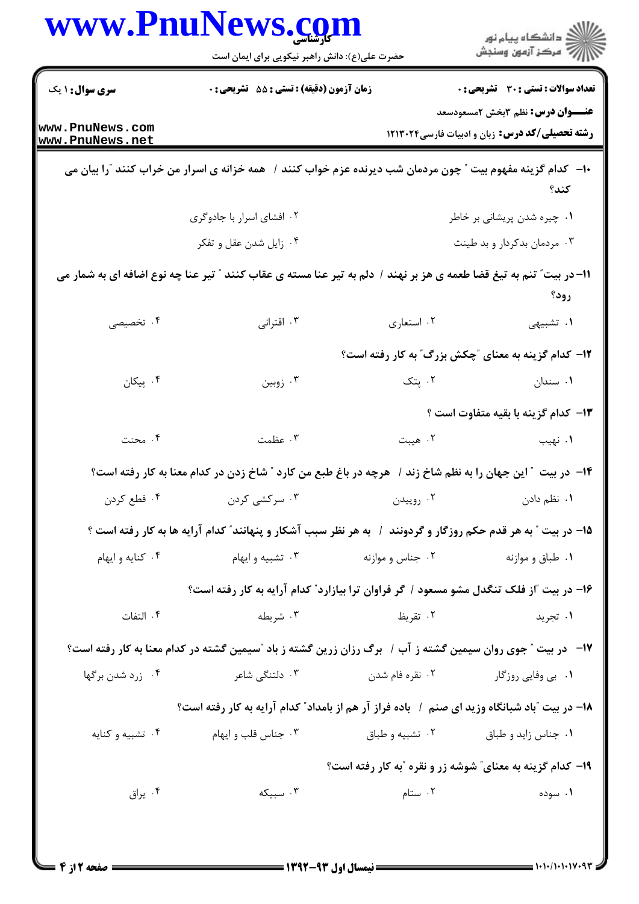**سری سوال:** ۱ یک | **زمان آزمون (دقیقه) : تستی :** ۵۵ **تشریحی :** ۰ | **تعداد سوالات : تستی :** ۳۰ **تشریحی :** ۰

**عنـــوان درس:** نظم ۳بخش ۲مسعودسعد

**رشته تحصیلی/کد درس:** زبان و ادبیات فارسی۱۲۱۳۰۲۴

۱۰- کدام گزینه مفهوم بیت " چون مردمان شب دیرنده عزم خواب کنند / همه خزانه ی اسرار من خراب کنند "را بیان می کند؟

۱. چیره شدن پریشانی بر خاطر
۲. افشای اسرار با جادوگری
۳. مردمان بدکردار و بد طینت
۴. زایل شدن عقل و تفکر

۱۱- در بیت" تنم به تیغ قضا طعمه ی هز بر نهند / دلم به تیر عنا مسته ی عقاب کنند " تیر عنا چه نوع اضافه ای به شمار می رود؟

۱. تشبیهی
۲. استعاری
۳. اقترانی
۴. تخصیصی

۱۲- کدام گزینه به معنای "چکش بزرگ" به کار رفته است؟

۱. سندان
۲. پتک
۳. زوبین
۴. پیکان

۱۳- کدام گزینه با بقیه متفاوت است ؟

۱. نهیب
۲. هیبت
۳. عظمت
۴. محنت

۱۴- در بیت " این جهان را به نظم شاخ زند / هرچه در باغ طبع من کارد " شاخ زدن در کدام معنا به کار رفته است؟

۱. نظم دادن
۲. روییدن
۳. سرکشی کردن
۴. قطع کردن

۱۵- در بیت " به هر قدم حکم روزگار و گردونند / به هر نظر سبب آشکار و پنهانند" کدام آرایه ها به کار رفته است ؟

۱. طباق و موازنه
۲. جناس و موازنه
۳. تشبیه و ایهام
۴. کنایه و ایهام

۱۶- در بیت "از فلک تنگدل مشو مسعود / گر فراوان ترا بیازارد" کدام آرایه به کار رفته است؟

۱. تجرید
۲. تقریظ
۳. شریطه
۴. التفات

۱۷- در بیت " جوی روان سیمین گشته ز آب / برگ رزان زرین گشته ز باد "سیمین گشته در کدام معنا به کار رفته است؟

۱. بی وفایی روزگار
۲. نقره فام شدن
۳. دلتنگی شاعر
۴. زرد شدن برگها

۱۸- در بیت "باد شبانگاه وزید ای صنم / باده فراز آر هم از بامداد" کدام آرایه به کار رفته است؟

۱. جناس زاید و طباق
۲. تشبیه و طباق
۳. جناس قلب و ایهام
۴. تشبیه و کنایه

۱۹- کدام گزینه به معنای" شوشه زر و نقره "به کار رفته است؟

۱. سوده
۲. ستام
۳. سبیکه
۴. یراق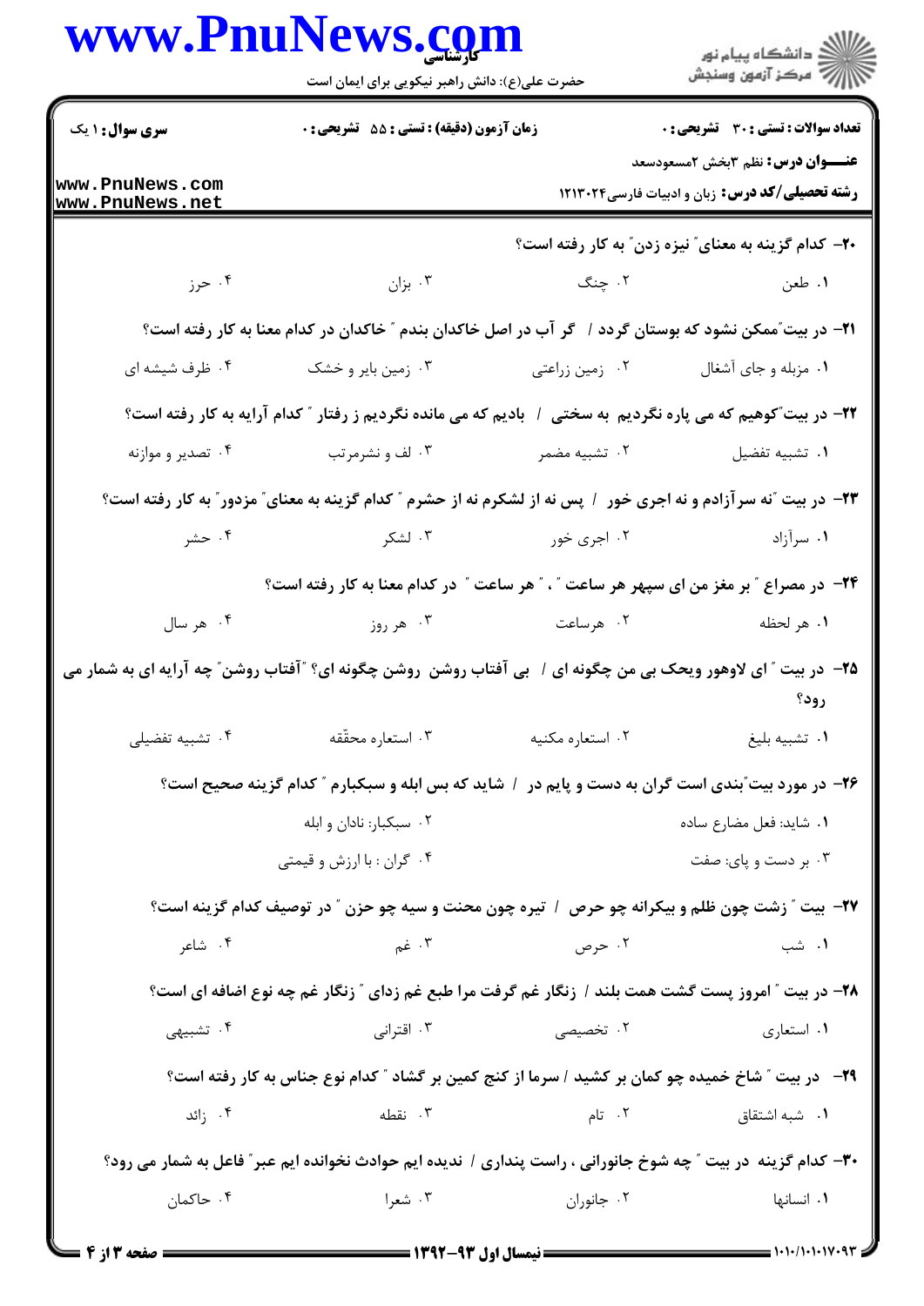۲۰- کدام گزینه به معنای" نیزه زدن" به کار رفته است؟

۱. طعن ۲. چنگ ۳. بزان ۴. حرز

۲۱- در بیت"ممکن نشود که بوستان گردد / گر آب در اصل خاکدان بندم " خاکدان در کدام معنا به کار رفته است؟

۱. مزبله و جای آشغال ۲. زمین زراعتی ۳. زمین بایر و خشک ۴. ظرف شیشه ای

۲۲- در بیت"کوهیم که می پاره نگردیم به سختی / بادیم که می مانده نگردیم ز رفتار " کدام آرایه به کار رفته است؟

۱. تشبیه تفضیل ۲. تشبیه مضمر ۳. لف و نشرمرتب ۴. تصدیر و موازنه

۲۳- در بیت "نه سرآزادم و نه اجری خور / پس نه از لشکرم نه از حشرم " کدام گزینه به معنای" مزدور" به کار رفته است؟

۱. سرآزاد ۲. اجری خور ۳. لشکر ۴. حشر

۲۴- در مصراع " بر مغز من ای سپهر هر ساعت " ، " هر ساعت " در کدام معنا به کار رفته است؟

۱. هر لحظه ۲. هرساعت ۳. هر روز ۴. هر سال

۲۵- در بیت " ای لاوهور ویحک بی من چگونه ای / بی آفتاب روشن روشن چگونه ای؟ "آفتاب روشن" چه آرایه ای به شمار می رود؟

۱. تشبیه بلیغ ۲. استعاره مکنیه ۳. استعاره محقّقه ۴. تشبیه تفضیلی

۲۶- در مورد بیت"بندی است گران به دست و پایم در / شاید که بس ابله و سبکبارم " کدام گزینه صحیح است؟

۱. شاید: فعل مضارع ساده
۲. سبکبار: نادان و ابله
۳. بر دست و پای: صفت
۴. گران : با ارزش و قیمتی

۲۷- بیت " زشت چون ظلم و بیکرانه چو حرص / تیره چون محنت و سیه چو حزن " در توصیف کدام گزینه است؟

۱. شب ۲. حرص ۳. غم ۴. شاعر

۲۸- در بیت " امروز پست گشت همت بلند / زنگار غم گرفت مرا طبع غم زدای " زنگار غم چه نوع اضافه ای است؟

۱. استعاری ۲. تخصیصی ۳. اقترانی ۴. تشبیهی

۲۹- در بیت " شاخ خمیده چو کمان بر کشید / سرما از کنج کمین بر گشاد " کدام نوع جناس به کار رفته است؟

۱. شبه اشتقاق ۲. تام ۳. نقطه ۴. زائد

۳۰- کدام گزینه در بیت " چه شوخ جانورانی ، راست پنداری / ندیده ایم حوادث نخوانده ایم عبر" فاعل به شمار می رود؟

۱. انسانها ۲. جانوران ۳. شعرا ۴. حاکمان